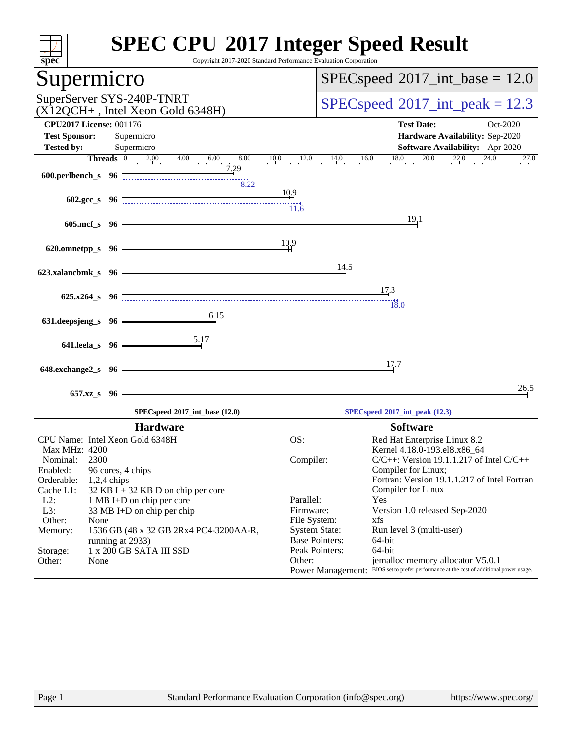# SPEC CPU 2017 Integer Speed Result

Copyright 2017-2020 Standard Performance Evaluation Corporation

## Supermicro

SuperServer SYS-240P-TNRT
(X12QCH+ , Intel Xeon Gold 6348H)

**SPECspeed 2017_int_base = 12.0**

**SPECspeed 2017_int_peak = 12.3**

**CPU2017 License:** 001176
**Test Sponsor:** Supermicro
**Tested by:** Supermicro

**Test Date:** Oct-2020
**Hardware Availability:** Sep-2020
**Software Availability:** Apr-2020

| Benchmark | Threads | Base | Peak |
|---|---|---|---|
| 600.perlbench_s | 96 | 7.29 | 8.22 |
| 602.gcc_s | 96 | 10.9 | 11.6 |
| 605.mcf_s | 96 | 19.1 | |
| 620.omnetpp_s | 96 | 10.9 | |
| 623.xalancbmk_s | 96 | 14.5 | |
| 625.x264_s | 96 | 17.3 | 18.0 |
| 631.deepsjeng_s | 96 | 6.15 | |
| 641.leela_s | 96 | 5.17 | |
| 648.exchange2_s | 96 | 17.7 | |
| 657.xz_s | 96 | 26.5 | |

SPECspeed 2017_int_base (12.0) —— SPECspeed 2017_int_peak (12.3)

### Hardware

| | |
|---|---|
| CPU Name: | Intel Xeon Gold 6348H |
| Max MHz: | 4200 |
| Nominal: | 2300 |
| Enabled: | 96 cores, 4 chips |
| Orderable: | 1,2,4 chips |
| Cache L1: | 32 KB I + 32 KB D on chip per core |
| L2: | 1 MB I+D on chip per core |
| L3: | 33 MB I+D on chip per chip |
| Other: | None |
| Memory: | 1536 GB (48 x 32 GB 2Rx4 PC4-3200AA-R, running at 2933) |
| Storage: | 1 x 200 GB SATA III SSD |
| Other: | None |

### Software

| | |
|---|---|
| OS: | Red Hat Enterprise Linux 8.2 Kernel 4.18.0-193.el8.x86_64 |
| Compiler: | C/C++: Version 19.1.1.217 of Intel C/C++ Compiler for Linux; Fortran: Version 19.1.1.217 of Intel Fortran Compiler for Linux |
| Parallel: | Yes |
| Firmware: | Version 1.0 released Sep-2020 |
| File System: | xfs |
| System State: | Run level 3 (multi-user) |
| Base Pointers: | 64-bit |
| Peak Pointers: | 64-bit |
| Other: | jemalloc memory allocator V5.0.1 |
| Power Management: | BIOS set to prefer performance at the cost of additional power usage. |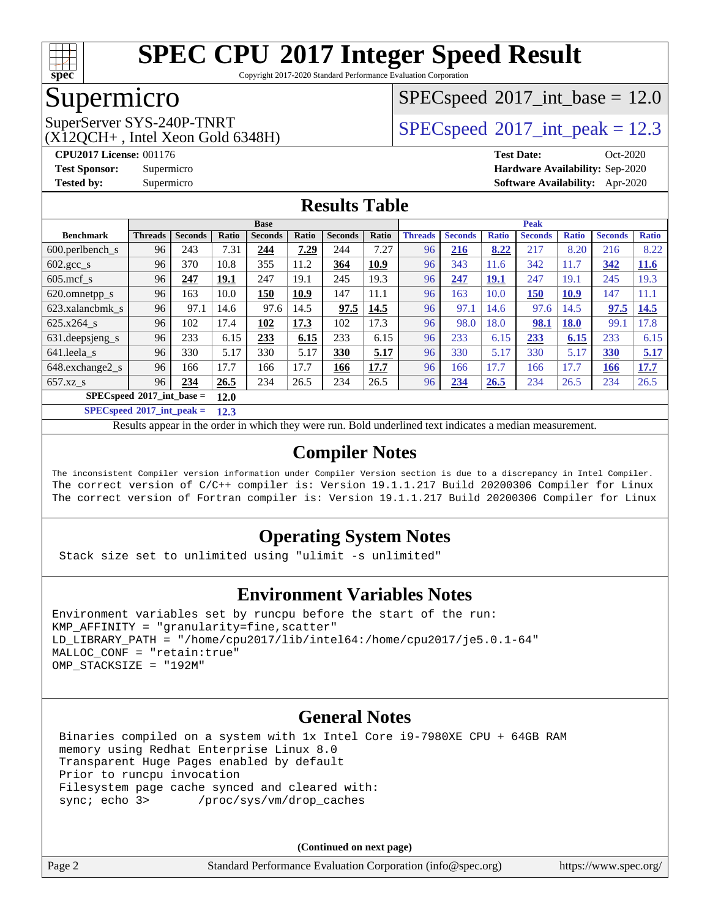# SPEC CPU 2017 Integer Speed Result

Copyright 2017-2020 Standard Performance Evaluation Corporation

## Supermicro

SuperServer SYS-240P-TNRT
(X12QCH+ , Intel Xeon Gold 6348H)

SPECspeed 2017_int_base = 12.0

SPECspeed 2017_int_peak = 12.3

**CPU2017 License:** 001176
**Test Sponsor:** Supermicro
**Tested by:** Supermicro

**Test Date:** Oct-2020
**Hardware Availability:** Sep-2020
**Software Availability:** Apr-2020

## Results Table

| Benchmark | Base | | | | | | | Peak | | | | | | |
|---|---|---|---|---|---|---|---|---|---|---|---|---|---|---|
| | Threads | Seconds | Ratio | Seconds | Ratio | Seconds | Ratio | Threads | Seconds | Ratio | Seconds | Ratio | Seconds | Ratio |
| 600.perlbench_s | 96 | 243 | 7.31 | **244** | **7.29** | 244 | 7.27 | 96 | **216** | **8.22** | 217 | 8.20 | 216 | 8.22 |
| 602.gcc_s | 96 | 370 | 10.8 | 355 | 11.2 | **364** | **10.9** | 96 | 343 | 11.6 | 342 | 11.7 | **342** | **11.6** |
| 605.mcf_s | 96 | **247** | **19.1** | 247 | 19.1 | 245 | 19.3 | 96 | **247** | **19.1** | 247 | 19.1 | 245 | 19.3 |
| 620.omnetpp_s | 96 | 163 | 10.0 | **150** | **10.9** | 147 | 11.1 | 96 | 163 | 10.0 | **150** | **10.9** | 147 | 11.1 |
| 623.xalancbmk_s | 96 | 97.1 | 14.6 | 97.6 | 14.5 | **97.5** | **14.5** | 96 | 97.1 | 14.6 | 97.6 | 14.5 | **97.5** | **14.5** |
| 625.x264_s | 96 | 102 | 17.4 | **102** | **17.3** | 102 | 17.3 | 96 | 98.0 | 18.0 | **98.1** | **18.0** | 99.1 | 17.8 |
| 631.deepsjeng_s | 96 | 233 | 6.15 | **233** | **6.15** | 233 | 6.15 | 96 | 233 | 6.15 | **233** | **6.15** | 233 | 6.15 |
| 641.leela_s | 96 | 330 | 5.17 | 330 | 5.17 | **330** | **5.17** | 96 | 330 | 5.17 | 330 | 5.17 | **330** | **5.17** |
| 648.exchange2_s | 96 | 166 | 17.7 | 166 | 17.7 | **166** | **17.7** | 96 | 166 | 17.7 | 166 | 17.7 | **166** | **17.7** |
| 657.xz_s | 96 | **234** | **26.5** | 234 | 26.5 | 234 | 26.5 | 96 | **234** | **26.5** | 234 | 26.5 | 234 | 26.5 |

**SPECspeed 2017_int_base = 12.0**

**SPECspeed 2017_int_peak = 12.3**

Results appear in the order in which they were run. Bold underlined text indicates a median measurement.

## Compiler Notes

```
The inconsistent Compiler version information under Compiler Version section is due to a discrepancy in Intel Compiler.
The correct version of C/C++ compiler is: Version 19.1.1.217 Build 20200306 Compiler for Linux
The correct version of Fortran compiler is: Version 19.1.1.217 Build 20200306 Compiler for Linux
```

## Operating System Notes

```
Stack size set to unlimited using "ulimit -s unlimited"
```

## Environment Variables Notes

```
Environment variables set by runcpu before the start of the run:
KMP_AFFINITY = "granularity=fine,scatter"
LD_LIBRARY_PATH = "/home/cpu2017/lib/intel64:/home/cpu2017/je5.0.1-64"
MALLOC_CONF = "retain:true"
OMP_STACKSIZE = "192M"
```

## General Notes

```
Binaries compiled on a system with 1x Intel Core i9-7980XE CPU + 64GB RAM
memory using Redhat Enterprise Linux 8.0
Transparent Huge Pages enabled by default
Prior to runcpu invocation
Filesystem page cache synced and cleared with:
sync; echo 3>       /proc/sys/vm/drop_caches
```

**(Continued on next page)**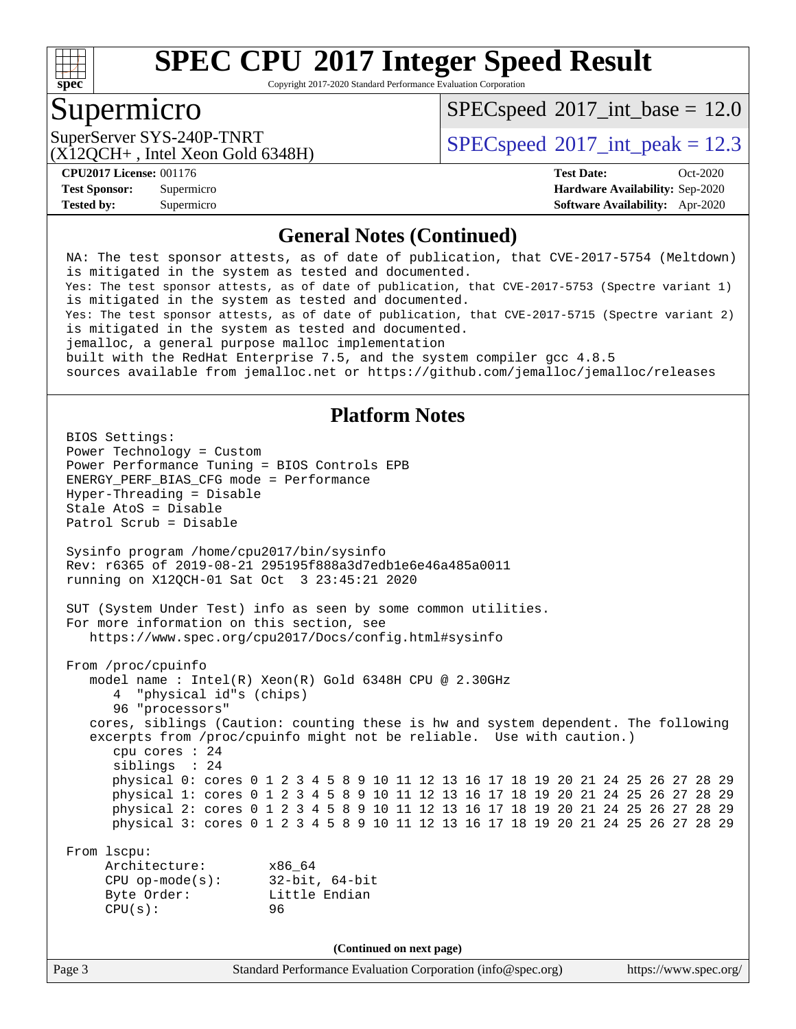# SPEC CPU 2017 Integer Speed Result

Copyright 2017-2020 Standard Performance Evaluation Corporation

## Supermicro

SuperServer SYS-240P-TNRT
(X12QCH+ , Intel Xeon Gold 6348H)

SPECspeed 2017_int_base = 12.0

SPECspeed 2017_int_peak = 12.3

**CPU2017 License:** 001176
**Test Sponsor:** Supermicro
**Tested by:** Supermicro

**Test Date:** Oct-2020
**Hardware Availability:** Sep-2020
**Software Availability:** Apr-2020

## General Notes (Continued)

```
NA: The test sponsor attests, as of date of publication, that CVE-2017-5754 (Meltdown)
is mitigated in the system as tested and documented.
Yes: The test sponsor attests, as of date of publication, that CVE-2017-5753 (Spectre variant 1)
is mitigated in the system as tested and documented.
Yes: The test sponsor attests, as of date of publication, that CVE-2017-5715 (Spectre variant 2)
is mitigated in the system as tested and documented.
jemalloc, a general purpose malloc implementation
built with the RedHat Enterprise 7.5, and the system compiler gcc 4.8.5
sources available from jemalloc.net or https://github.com/jemalloc/jemalloc/releases
```

## Platform Notes

```
BIOS Settings:
Power Technology = Custom
Power Performance Tuning = BIOS Controls EPB
ENERGY_PERF_BIAS_CFG mode = Performance
Hyper-Threading = Disable
Stale AtoS = Disable
Patrol Scrub = Disable

Sysinfo program /home/cpu2017/bin/sysinfo
Rev: r6365 of 2019-08-21 295195f888a3d7edb1e6e46a485a0011
running on X12QCH-01 Sat Oct  3 23:45:21 2020

SUT (System Under Test) info as seen by some common utilities.
For more information on this section, see
   https://www.spec.org/cpu2017/Docs/config.html#sysinfo

From /proc/cpuinfo
   model name : Intel(R) Xeon(R) Gold 6348H CPU @ 2.30GHz
      4  "physical id"s (chips)
      96 "processors"
   cores, siblings (Caution: counting these is hw and system dependent. The following
   excerpts from /proc/cpuinfo might not be reliable.  Use with caution.)
      cpu cores : 24
      siblings  : 24
      physical 0: cores 0 1 2 3 4 5 8 9 10 11 12 13 16 17 18 19 20 21 24 25 26 27 28 29
      physical 1: cores 0 1 2 3 4 5 8 9 10 11 12 13 16 17 18 19 20 21 24 25 26 27 28 29
      physical 2: cores 0 1 2 3 4 5 8 9 10 11 12 13 16 17 18 19 20 21 24 25 26 27 28 29
      physical 3: cores 0 1 2 3 4 5 8 9 10 11 12 13 16 17 18 19 20 21 24 25 26 27 28 29

From lscpu:
     Architecture:        x86_64
     CPU op-mode(s):      32-bit, 64-bit
     Byte Order:          Little Endian
     CPU(s):              96
```

(Continued on next page)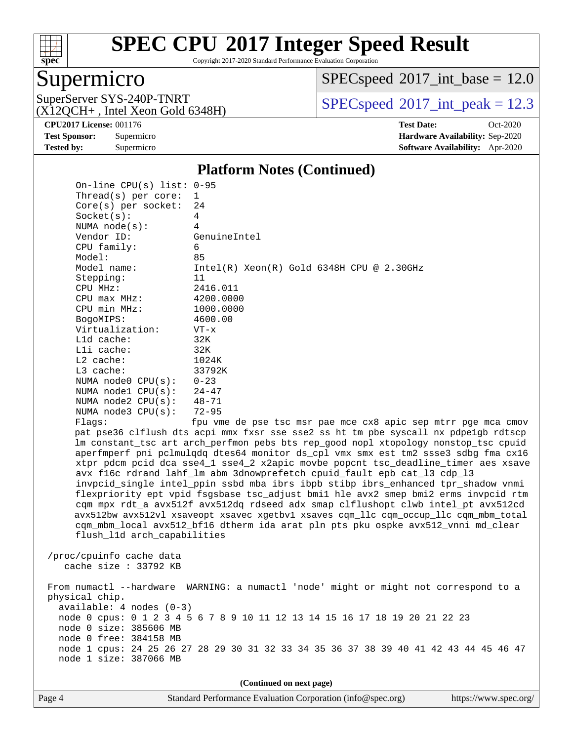# SPEC CPU 2017 Integer Speed Result

Copyright 2017-2020 Standard Performance Evaluation Corporation

## Supermicro

SuperServer SYS-240P-TNRT
(X12QCH+ , Intel Xeon Gold 6348H)

SPECspeed 2017_int_base = 12.0

SPECspeed 2017_int_peak = 12.3

**CPU2017 License:** 001176
**Test Sponsor:** Supermicro
**Tested by:** Supermicro

**Test Date:** Oct-2020
**Hardware Availability:** Sep-2020
**Software Availability:** Apr-2020

### Platform Notes (Continued)

```
On-line CPU(s) list: 0-95
Thread(s) per core:  1
Core(s) per socket:  24
Socket(s):           4
NUMA node(s):        4
Vendor ID:           GenuineIntel
CPU family:          6
Model:               85
Model name:          Intel(R) Xeon(R) Gold 6348H CPU @ 2.30GHz
Stepping:            11
CPU MHz:             2416.011
CPU max MHz:         4200.0000
CPU min MHz:         1000.0000
BogoMIPS:            4600.00
Virtualization:      VT-x
L1d cache:           32K
L1i cache:           32K
L2 cache:            1024K
L3 cache:            33792K
NUMA node0 CPU(s):   0-23
NUMA node1 CPU(s):   24-47
NUMA node2 CPU(s):   48-71
NUMA node3 CPU(s):   72-95
Flags:               fpu vme de pse tsc msr pae mce cx8 apic sep mtrr pge mca cmov
pat pse36 clflush dts acpi mmx fxsr sse sse2 ss ht tm pbe syscall nx pdpe1gb rdtscp
lm constant_tsc art arch_perfmon pebs bts rep_good nopl xtopology nonstop_tsc cpuid
aperfmperf pni pclmulqdq dtes64 monitor ds_cpl vmx smx est tm2 ssse3 sdbg fma cx16
xtpr pdcm pcid dca sse4_1 sse4_2 x2apic movbe popcnt tsc_deadline_timer aes xsave
avx f16c rdrand lahf_lm abm 3dnowprefetch cpuid_fault epb cat_l3 cdp_l3
invpcid_single intel_ppin ssbd mba ibrs ibpb stibp ibrs_enhanced tpr_shadow vnmi
flexpriority ept vpid fsgsbase tsc_adjust bmi1 hle avx2 smep bmi2 erms invpcid rtm
cqm mpx rdt_a avx512f avx512dq rdseed adx smap clflushopt clwb intel_pt avx512cd
avx512bw avx512vl xsaveopt xsavec xgetbv1 xsaves cqm_llc cqm_occup_llc cqm_mbm_total
cqm_mbm_local avx512_bf16 dtherm ida arat pln pts pku ospke avx512_vnni md_clear
flush_l1d arch_capabilities

/proc/cpuinfo cache data
   cache size : 33792 KB

From numactl --hardware  WARNING: a numactl 'node' might or might not correspond to a
physical chip.
  available: 4 nodes (0-3)
  node 0 cpus: 0 1 2 3 4 5 6 7 8 9 10 11 12 13 14 15 16 17 18 19 20 21 22 23
  node 0 size: 385606 MB
  node 0 free: 384158 MB
  node 1 cpus: 24 25 26 27 28 29 30 31 32 33 34 35 36 37 38 39 40 41 42 43 44 45 46 47
  node 1 size: 387066 MB
```

(Continued on next page)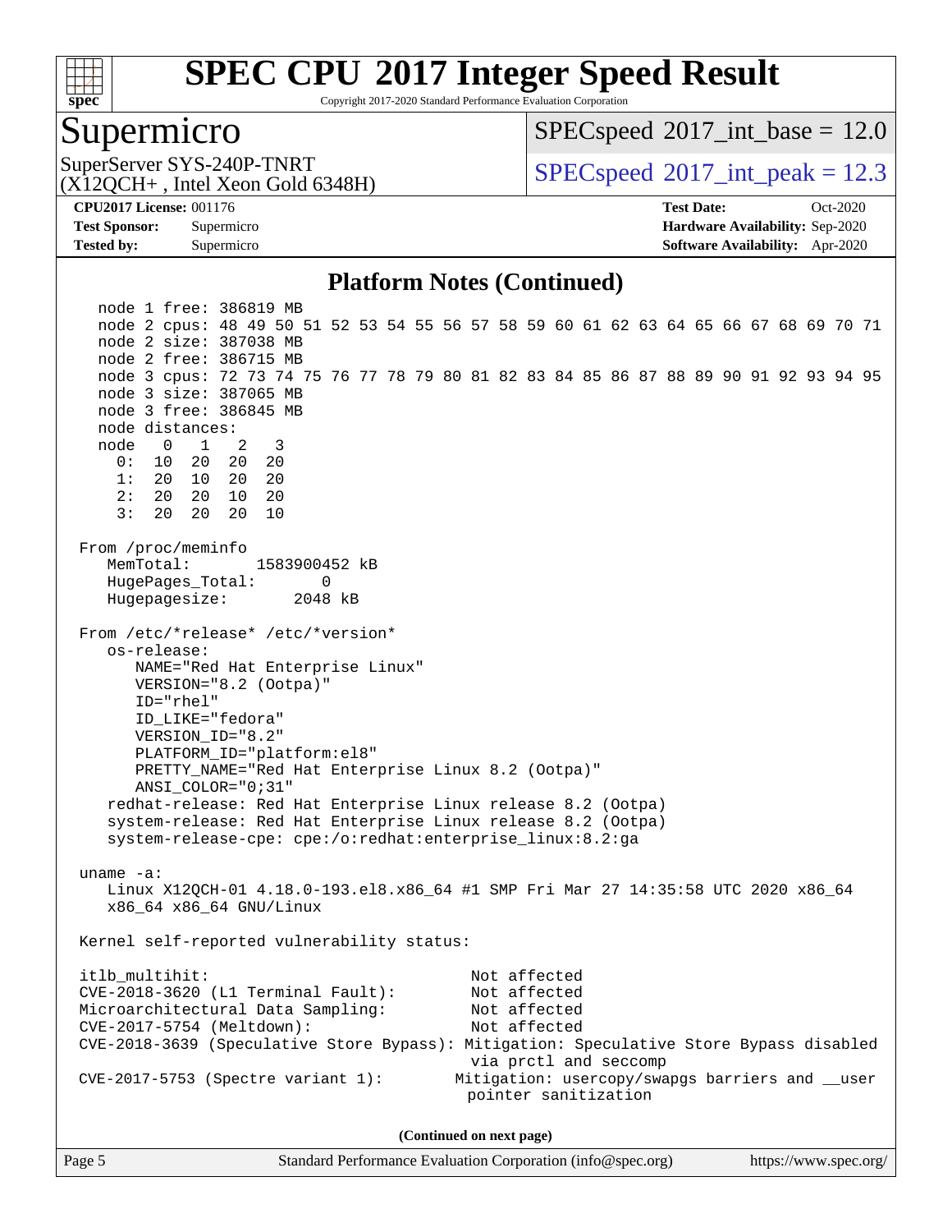# SPEC CPU 2017 Integer Speed Result

Copyright 2017-2020 Standard Performance Evaluation Corporation

## Supermicro

SuperServer SYS-240P-TNRT
(X12QCH+ , Intel Xeon Gold 6348H)

SPECspeed 2017_int_base = 12.0

SPECspeed 2017_int_peak = 12.3

**CPU2017 License:** 001176
**Test Sponsor:** Supermicro
**Tested by:** Supermicro

**Test Date:** Oct-2020
**Hardware Availability:** Sep-2020
**Software Availability:** Apr-2020

### Platform Notes (Continued)

```
    node 1 free: 386819 MB
    node 2 cpus: 48 49 50 51 52 53 54 55 56 57 58 59 60 61 62 63 64 65 66 67 68 69 70 71
    node 2 size: 387038 MB
    node 2 free: 386715 MB
    node 3 cpus: 72 73 74 75 76 77 78 79 80 81 82 83 84 85 86 87 88 89 90 91 92 93 94 95
    node 3 size: 387065 MB
    node 3 free: 386845 MB
    node distances:
    node   0   1   2   3
      0:  10  20  20  20
      1:  20  10  20  20
      2:  20  20  10  20
      3:  20  20  20  10

 From /proc/meminfo
    MemTotal:       1583900452 kB
    HugePages_Total:       0
    Hugepagesize:       2048 kB

 From /etc/*release* /etc/*version*
    os-release:
       NAME="Red Hat Enterprise Linux"
       VERSION="8.2 (Ootpa)"
       ID="rhel"
       ID_LIKE="fedora"
       VERSION_ID="8.2"
       PLATFORM_ID="platform:el8"
       PRETTY_NAME="Red Hat Enterprise Linux 8.2 (Ootpa)"
       ANSI_COLOR="0;31"
    redhat-release: Red Hat Enterprise Linux release 8.2 (Ootpa)
    system-release: Red Hat Enterprise Linux release 8.2 (Ootpa)
    system-release-cpe: cpe:/o:redhat:enterprise_linux:8.2:ga

 uname -a:
    Linux X12QCH-01 4.18.0-193.el8.x86_64 #1 SMP Fri Mar 27 14:35:58 UTC 2020 x86_64
    x86_64 x86_64 GNU/Linux

 Kernel self-reported vulnerability status:

 itlb_multihit:                                  Not affected
 CVE-2018-3620 (L1 Terminal Fault):              Not affected
 Microarchitectural Data Sampling:               Not affected
 CVE-2017-5754 (Meltdown):                       Not affected
 CVE-2018-3639 (Speculative Store Bypass): Mitigation: Speculative Store Bypass disabled
                                                 via prctl and seccomp
 CVE-2017-5753 (Spectre variant 1):            Mitigation: usercopy/swapgs barriers and __user
                                                 pointer sanitization
```

(Continued on next page)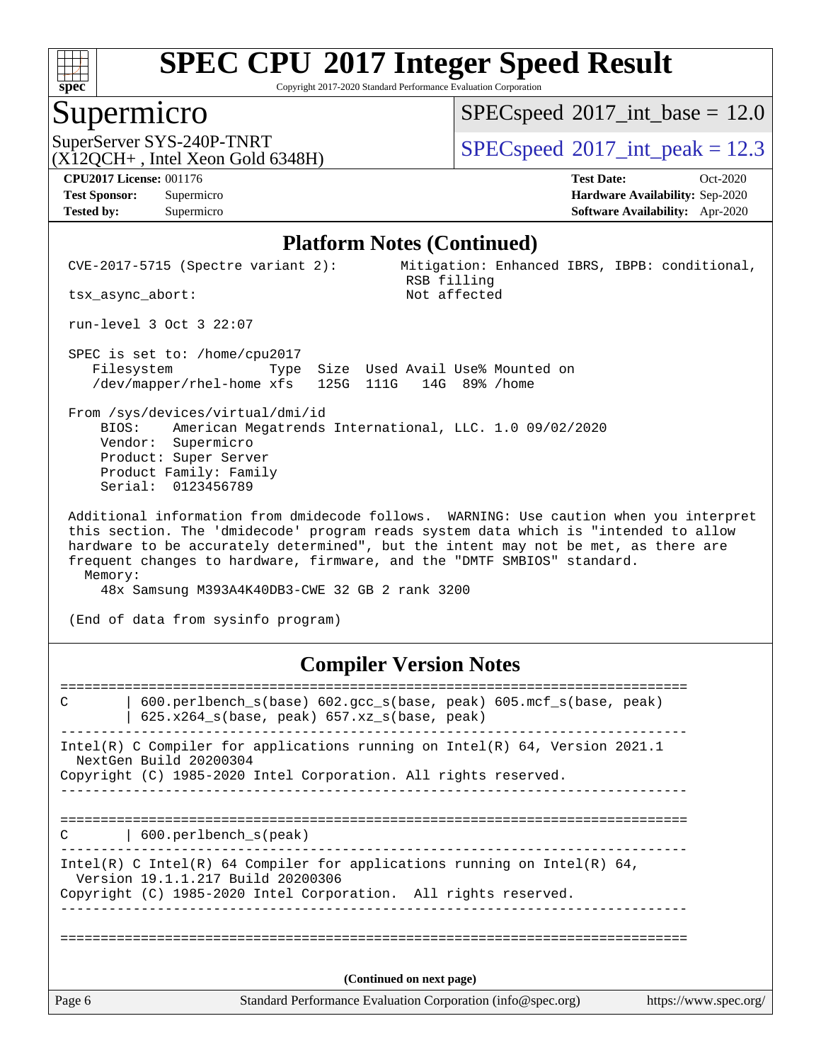# SPEC CPU 2017 Integer Speed Result

Copyright 2017-2020 Standard Performance Evaluation Corporation

## Supermicro

SuperServer SYS-240P-TNRT
(X12QCH+ , Intel Xeon Gold 6348H)

SPECspeed 2017_int_base = 12.0

SPECspeed 2017_int_peak = 12.3

**CPU2017 License:** 001176
**Test Sponsor:** Supermicro
**Tested by:** Supermicro

**Test Date:** Oct-2020
**Hardware Availability:** Sep-2020
**Software Availability:** Apr-2020

### Platform Notes (Continued)

```
CVE-2017-5715 (Spectre variant 2):        Mitigation: Enhanced IBRS, IBPB: conditional,
                                           RSB filling
tsx_async_abort:                           Not affected

run-level 3 Oct 3 22:07

SPEC is set to: /home/cpu2017
   Filesystem             Type  Size  Used Avail Use% Mounted on
   /dev/mapper/rhel-home xfs    125G  111G   14G  89% /home

From /sys/devices/virtual/dmi/id
    BIOS:    American Megatrends International, LLC. 1.0 09/02/2020
    Vendor:  Supermicro
    Product: Super Server
    Product Family: Family
    Serial:  0123456789

Additional information from dmidecode follows.  WARNING: Use caution when you interpret
this section. The 'dmidecode' program reads system data which is "intended to allow
hardware to be accurately determined", but the intent may not be met, as there are
frequent changes to hardware, firmware, and the "DMTF SMBIOS" standard.
  Memory:
    48x Samsung M393A4K40DB3-CWE 32 GB 2 rank 3200

(End of data from sysinfo program)
```

### Compiler Version Notes

```
==============================================================================
C       | 600.perlbench_s(base) 602.gcc_s(base, peak) 605.mcf_s(base, peak)
        | 625.x264_s(base, peak) 657.xz_s(base, peak)
------------------------------------------------------------------------------
Intel(R) C Compiler for applications running on Intel(R) 64, Version 2021.1
  NextGen Build 20200304
Copyright (C) 1985-2020 Intel Corporation. All rights reserved.
------------------------------------------------------------------------------

==============================================================================
C       | 600.perlbench_s(peak)
------------------------------------------------------------------------------
Intel(R) C Intel(R) 64 Compiler for applications running on Intel(R) 64,
  Version 19.1.1.217 Build 20200306
Copyright (C) 1985-2020 Intel Corporation.  All rights reserved.
------------------------------------------------------------------------------

==============================================================================
```

(Continued on next page)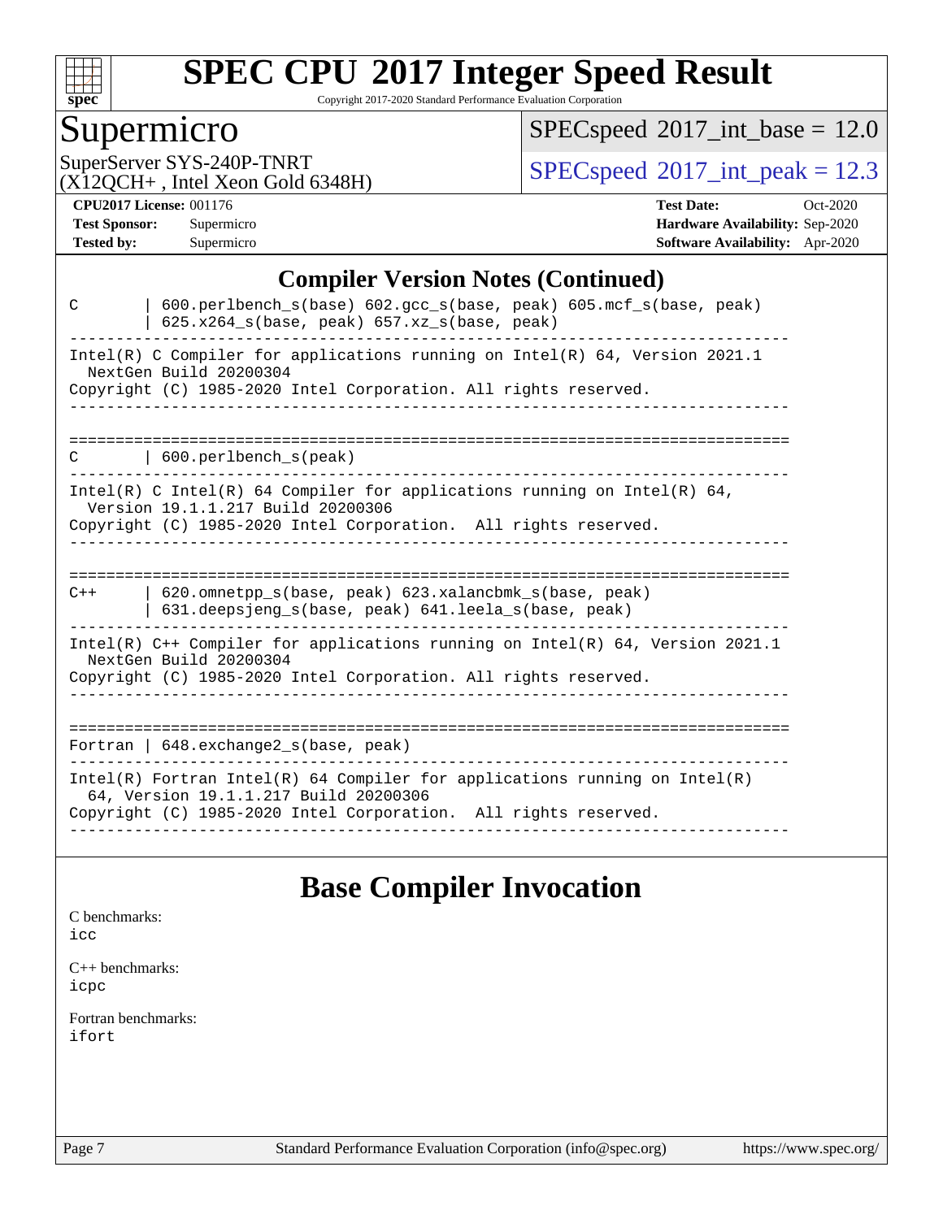# SPEC CPU 2017 Integer Speed Result

Copyright 2017-2020 Standard Performance Evaluation Corporation

## Supermicro

SuperServer SYS-240P-TNRT
(X12QCH+ , Intel Xeon Gold 6348H)

SPECspeed 2017_int_base = 12.0

SPECspeed 2017_int_peak = 12.3

**CPU2017 License:** 001176
**Test Sponsor:** Supermicro
**Tested by:** Supermicro

**Test Date:** Oct-2020
**Hardware Availability:** Sep-2020
**Software Availability:** Apr-2020

## Compiler Version Notes (Continued)

```
C       | 600.perlbench_s(base) 602.gcc_s(base, peak) 605.mcf_s(base, peak)
        | 625.x264_s(base, peak) 657.xz_s(base, peak)
------------------------------------------------------------------------------
Intel(R) C Compiler for applications running on Intel(R) 64, Version 2021.1
  NextGen Build 20200304
Copyright (C) 1985-2020 Intel Corporation. All rights reserved.
------------------------------------------------------------------------------

==============================================================================
C       | 600.perlbench_s(peak)
------------------------------------------------------------------------------
Intel(R) C Intel(R) 64 Compiler for applications running on Intel(R) 64,
  Version 19.1.1.217 Build 20200306
Copyright (C) 1985-2020 Intel Corporation.  All rights reserved.
------------------------------------------------------------------------------

==============================================================================
C++     | 620.omnetpp_s(base, peak) 623.xalancbmk_s(base, peak)
        | 631.deepsjeng_s(base, peak) 641.leela_s(base, peak)
------------------------------------------------------------------------------
Intel(R) C++ Compiler for applications running on Intel(R) 64, Version 2021.1
  NextGen Build 20200304
Copyright (C) 1985-2020 Intel Corporation. All rights reserved.
------------------------------------------------------------------------------

==============================================================================
Fortran | 648.exchange2_s(base, peak)
------------------------------------------------------------------------------
Intel(R) Fortran Intel(R) 64 Compiler for applications running on Intel(R)
  64, Version 19.1.1.217 Build 20200306
Copyright (C) 1985-2020 Intel Corporation.  All rights reserved.
------------------------------------------------------------------------------
```

## Base Compiler Invocation

C benchmarks:
icc

C++ benchmarks:
icpc

Fortran benchmarks:
ifort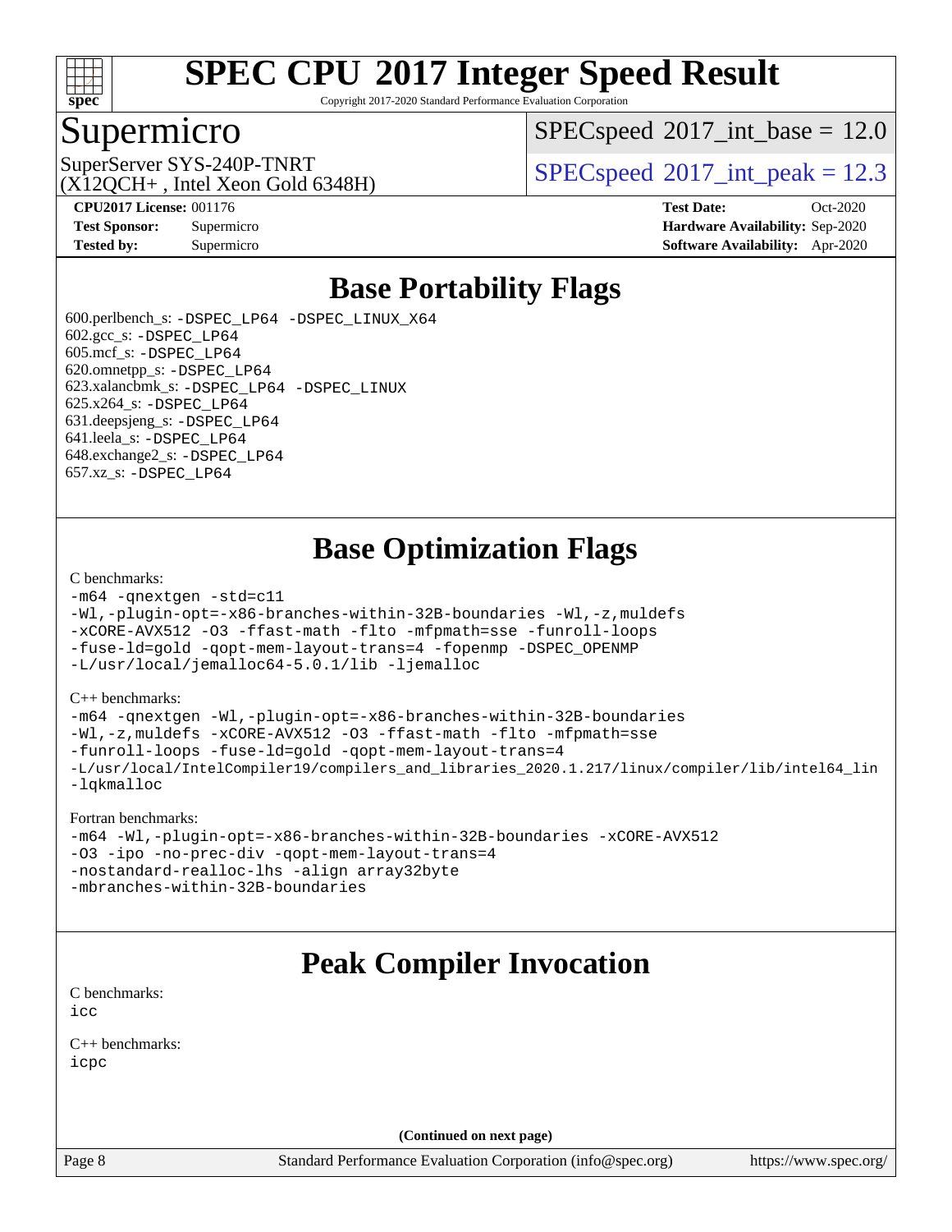# SPEC CPU 2017 Integer Speed Result

Copyright 2017-2020 Standard Performance Evaluation Corporation

## Supermicro

SuperServer SYS-240P-TNRT
(X12QCH+ , Intel Xeon Gold 6348H)

SPECspeed 2017_int_base = 12.0

SPECspeed 2017_int_peak = 12.3

**CPU2017 License:** 001176
**Test Sponsor:** Supermicro
**Tested by:** Supermicro

**Test Date:** Oct-2020
**Hardware Availability:** Sep-2020
**Software Availability:** Apr-2020

## Base Portability Flags

600.perlbench_s: -DSPEC_LP64 -DSPEC_LINUX_X64
602.gcc_s: -DSPEC_LP64
605.mcf_s: -DSPEC_LP64
620.omnetpp_s: -DSPEC_LP64
623.xalancbmk_s: -DSPEC_LP64 -DSPEC_LINUX
625.x264_s: -DSPEC_LP64
631.deepsjeng_s: -DSPEC_LP64
641.leela_s: -DSPEC_LP64
648.exchange2_s: -DSPEC_LP64
657.xz_s: -DSPEC_LP64

## Base Optimization Flags

C benchmarks:

```
-m64 -qnextgen -std=c11
-Wl,-plugin-opt=-x86-branches-within-32B-boundaries -Wl,-z,muldefs
-xCORE-AVX512 -O3 -ffast-math -flto -mfpmath=sse -funroll-loops
-fuse-ld=gold -qopt-mem-layout-trans=4 -fopenmp -DSPEC_OPENMP
-L/usr/local/jemalloc64-5.0.1/lib -ljemalloc
```

C++ benchmarks:

```
-m64 -qnextgen -Wl,-plugin-opt=-x86-branches-within-32B-boundaries
-Wl,-z,muldefs -xCORE-AVX512 -O3 -ffast-math -flto -mfpmath=sse
-funroll-loops -fuse-ld=gold -qopt-mem-layout-trans=4
-L/usr/local/IntelCompiler19/compilers_and_libraries_2020.1.217/linux/compiler/lib/intel64_lin
-lqkmalloc
```

Fortran benchmarks:

```
-m64 -Wl,-plugin-opt=-x86-branches-within-32B-boundaries -xCORE-AVX512
-O3 -ipo -no-prec-div -qopt-mem-layout-trans=4
-nostandard-realloc-lhs -align array32byte
-mbranches-within-32B-boundaries
```

## Peak Compiler Invocation

C benchmarks:

```
icc
```

C++ benchmarks:

```
icpc
```

**(Continued on next page)**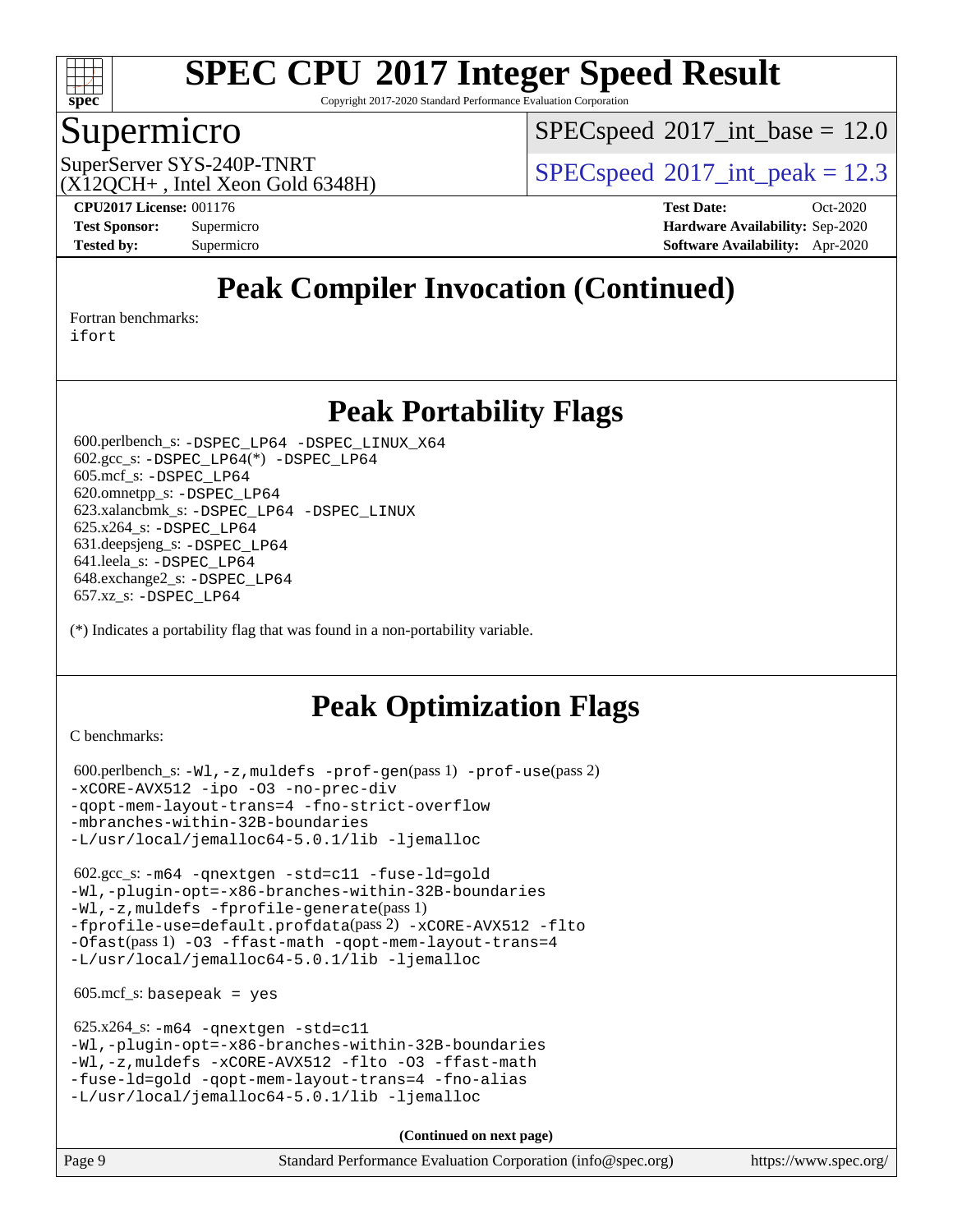# Peak Compiler Invocation (Continued)

Fortran benchmarks:
ifort

# Peak Portability Flags

600.perlbench_s: -DSPEC_LP64 -DSPEC_LINUX_X64
602.gcc_s: -DSPEC_LP64(*) -DSPEC_LP64
605.mcf_s: -DSPEC_LP64
620.omnetpp_s: -DSPEC_LP64
623.xalancbmk_s: -DSPEC_LP64 -DSPEC_LINUX
625.x264_s: -DSPEC_LP64
631.deepsjeng_s: -DSPEC_LP64
641.leela_s: -DSPEC_LP64
648.exchange2_s: -DSPEC_LP64
657.xz_s: -DSPEC_LP64

(*) Indicates a portability flag that was found in a non-portability variable.

# Peak Optimization Flags

C benchmarks:

600.perlbench_s: -Wl,-z,muldefs -prof-gen(pass 1) -prof-use(pass 2) -xCORE-AVX512 -ipo -O3 -no-prec-div -qopt-mem-layout-trans=4 -fno-strict-overflow -mbranches-within-32B-boundaries -L/usr/local/jemalloc64-5.0.1/lib -ljemalloc

602.gcc_s: -m64 -qnextgen -std=c11 -fuse-ld=gold -Wl,-plugin-opt=-x86-branches-within-32B-boundaries -Wl,-z,muldefs -fprofile-generate(pass 1) -fprofile-use=default.profdata(pass 2) -xCORE-AVX512 -flto -Ofast(pass 1) -O3 -ffast-math -qopt-mem-layout-trans=4 -L/usr/local/jemalloc64-5.0.1/lib -ljemalloc

605.mcf_s: basepeak = yes

625.x264_s: -m64 -qnextgen -std=c11 -Wl,-plugin-opt=-x86-branches-within-32B-boundaries -Wl,-z,muldefs -xCORE-AVX512 -flto -O3 -ffast-math -fuse-ld=gold -qopt-mem-layout-trans=4 -fno-alias -L/usr/local/jemalloc64-5.0.1/lib -ljemalloc

**(Continued on next page)**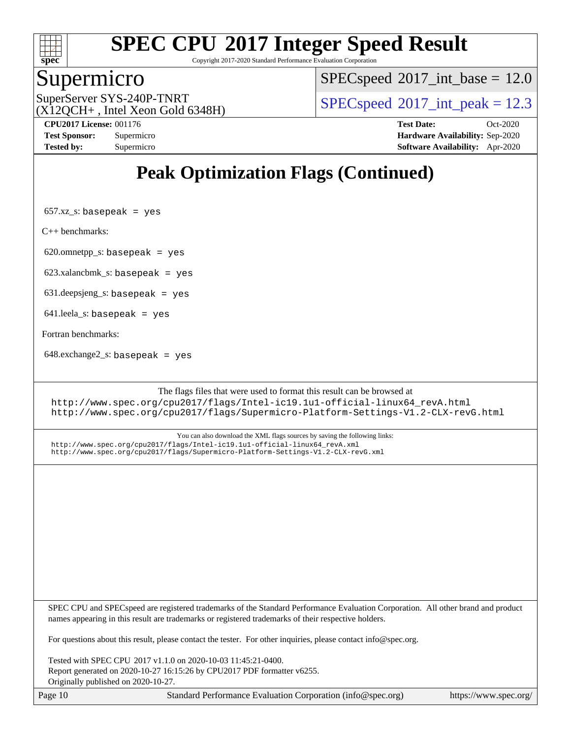# Peak Optimization Flags (Continued)

657.xz_s: basepeak = yes

C++ benchmarks:

620.omnetpp_s: basepeak = yes

623.xalancbmk_s: basepeak = yes

631.deepsjeng_s: basepeak = yes

641.leela_s: basepeak = yes

Fortran benchmarks:

648.exchange2_s: basepeak = yes

The flags files that were used to format this result can be browsed at
http://www.spec.org/cpu2017/flags/Intel-ic19.1u1-official-linux64_revA.html
http://www.spec.org/cpu2017/flags/Supermicro-Platform-Settings-V1.2-CLX-revG.html

You can also download the XML flags sources by saving the following links:
http://www.spec.org/cpu2017/flags/Intel-ic19.1u1-official-linux64_revA.xml
http://www.spec.org/cpu2017/flags/Supermicro-Platform-Settings-V1.2-CLX-revG.xml

SPEC CPU and SPECspeed are registered trademarks of the Standard Performance Evaluation Corporation. All other brand and product names appearing in this result are trademarks or registered trademarks of their respective holders.

For questions about this result, please contact the tester. For other inquiries, please contact info@spec.org.

Tested with SPEC CPU 2017 v1.1.0 on 2020-10-03 11:45:21-0400.
Report generated on 2020-10-27 16:15:26 by CPU2017 PDF formatter v6255.
Originally published on 2020-10-27.